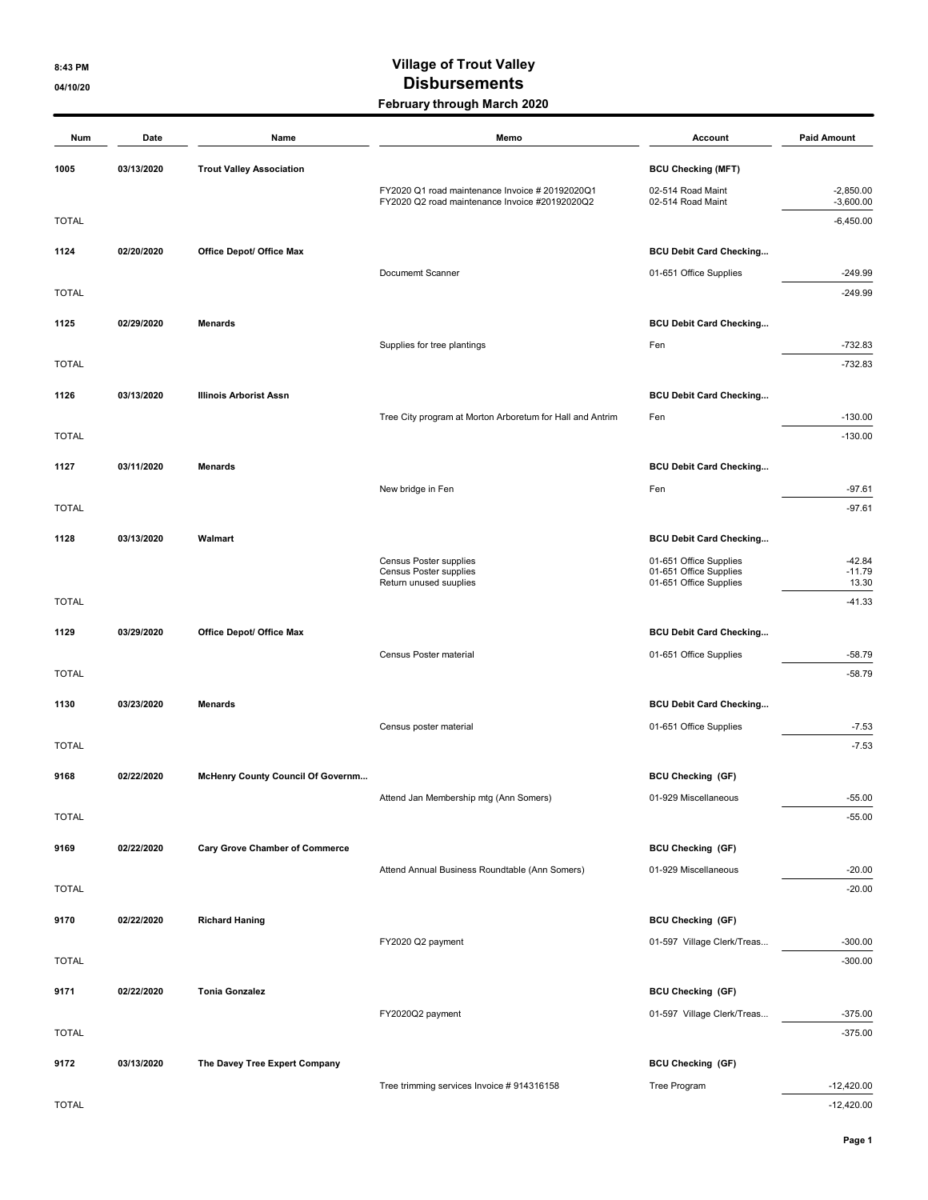8:43 PM
04/10/20

# Village of Trout Valley
## Disbursements
### February through March 2020

| Num | Date | Name | Memo | Account | Paid Amount |
|---|---|---|---|---|---|
| 1005 | 03/13/2020 | Trout Valley Association | | BCU Checking (MFT) | |
| | | | FY2020 Q1 road maintenance Invoice # 20192020Q1 | 02-514 Road Maint | -2,850.00 |
| | | | FY2020 Q2 road maintenance Invoice #20192020Q2 | 02-514 Road Maint | -3,600.00 |
| TOTAL | | | | | -6,450.00 |
| 1124 | 02/20/2020 | Office Depot/ Office Max | | BCU Debit Card Checking... | |
| | | | Documemt Scanner | 01-651 Office Supplies | -249.99 |
| TOTAL | | | | | -249.99 |
| 1125 | 02/29/2020 | Menards | | BCU Debit Card Checking... | |
| | | | Supplies for tree plantings | Fen | -732.83 |
| TOTAL | | | | | -732.83 |
| 1126 | 03/13/2020 | Illinois Arborist Assn | | BCU Debit Card Checking... | |
| | | | Tree City program at Morton Arboretum for Hall and Antrim | Fen | -130.00 |
| TOTAL | | | | | -130.00 |
| 1127 | 03/11/2020 | Menards | | BCU Debit Card Checking... | |
| | | | New bridge in Fen | Fen | -97.61 |
| TOTAL | | | | | -97.61 |
| 1128 | 03/13/2020 | Walmart | | BCU Debit Card Checking... | |
| | | | Census Poster supplies | 01-651 Office Supplies | -42.84 |
| | | | Census Poster supplies | 01-651 Office Supplies | -11.79 |
| | | | Return unused suuplies | 01-651 Office Supplies | 13.30 |
| TOTAL | | | | | -41.33 |
| 1129 | 03/29/2020 | Office Depot/ Office Max | | BCU Debit Card Checking... | |
| | | | Census Poster material | 01-651 Office Supplies | -58.79 |
| TOTAL | | | | | -58.79 |
| 1130 | 03/23/2020 | Menards | | BCU Debit Card Checking... | |
| | | | Census poster material | 01-651 Office Supplies | -7.53 |
| TOTAL | | | | | -7.53 |
| 9168 | 02/22/2020 | McHenry County Council Of Governm... | | BCU Checking (GF) | |
| | | | Attend Jan Membership mtg (Ann Somers) | 01-929 Miscellaneous | -55.00 |
| TOTAL | | | | | -55.00 |
| 9169 | 02/22/2020 | Cary Grove Chamber of Commerce | | BCU Checking (GF) | |
| | | | Attend Annual Business Roundtable (Ann Somers) | 01-929 Miscellaneous | -20.00 |
| TOTAL | | | | | -20.00 |
| 9170 | 02/22/2020 | Richard Haning | | BCU Checking (GF) | |
| | | | FY2020 Q2 payment | 01-597 Village Clerk/Treas... | -300.00 |
| TOTAL | | | | | -300.00 |
| 9171 | 02/22/2020 | Tonia Gonzalez | | BCU Checking (GF) | |
| | | | FY2020Q2 payment | 01-597 Village Clerk/Treas... | -375.00 |
| TOTAL | | | | | -375.00 |
| 9172 | 03/13/2020 | The Davey Tree Expert Company | | BCU Checking (GF) | |
| | | | Tree trimming services Invoice # 914316158 | Tree Program | -12,420.00 |
| TOTAL | | | | | -12,420.00 |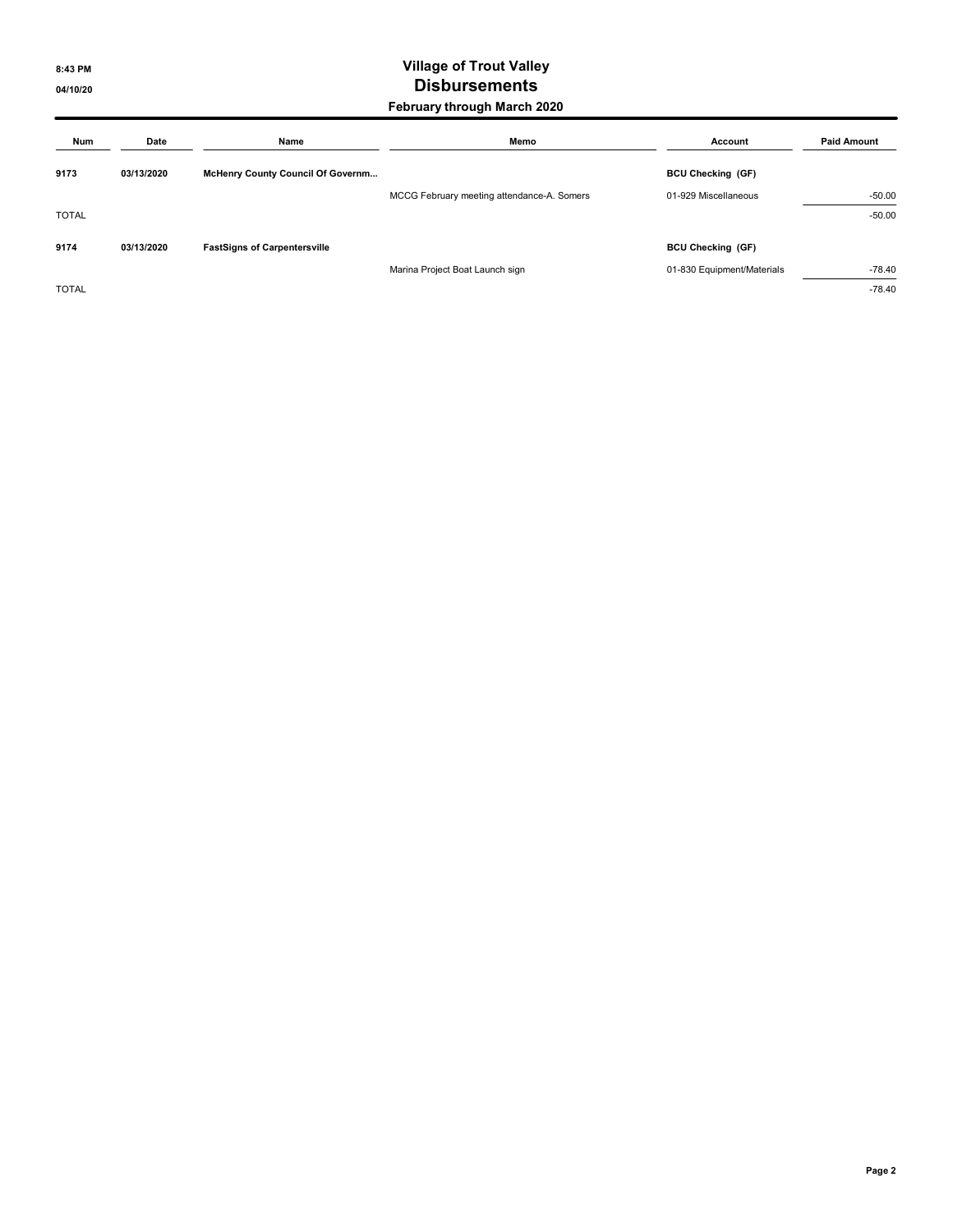8:43 PM

04/10/20

# Village of Trout Valley
## Disbursements
### February through March 2020

| Num | Date | Name | Memo | Account | Paid Amount |
| --- | --- | --- | --- | --- | --- |
| 9173 | 03/13/2020 | McHenry County Council Of Governm... | | BCU Checking (GF) | |
| | | | MCCG February meeting attendance-A. Somers | 01-929 Miscellaneous | -50.00 |
| TOTAL | | | | | -50.00 |
| 9174 | 03/13/2020 | FastSigns of Carpentersville | | BCU Checking (GF) | |
| | | | Marina Project Boat Launch sign | 01-830 Equipment/Materials | -78.40 |
| TOTAL | | | | | -78.40 |